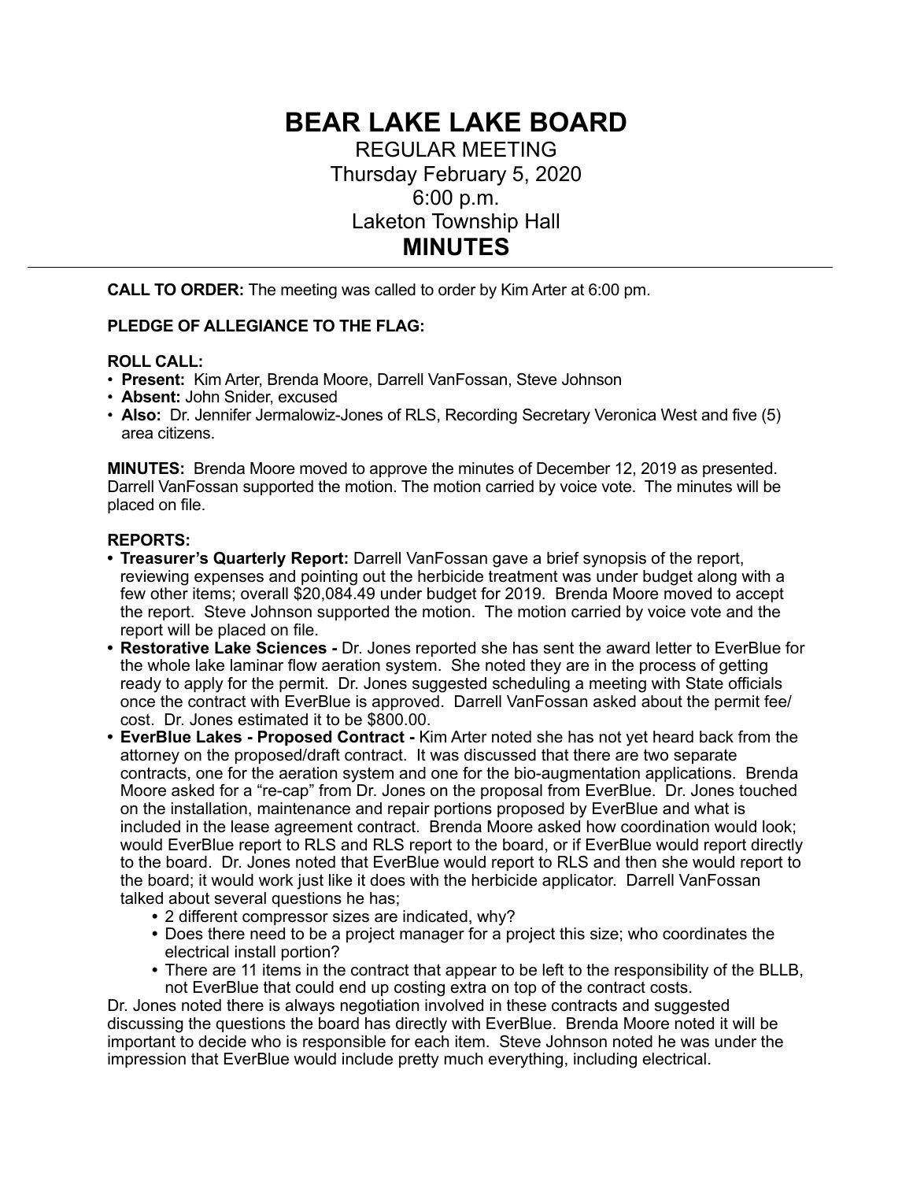# BEAR LAKE LAKE BOARD

REGULAR MEETING
Thursday February 5, 2020
6:00 p.m.
Laketon Township Hall

## MINUTES

---

**CALL TO ORDER:** The meeting was called to order by Kim Arter at 6:00 pm.

**PLEDGE OF ALLEGIANCE TO THE FLAG:**

**ROLL CALL:**

- **Present:** Kim Arter, Brenda Moore, Darrell VanFossan, Steve Johnson
- **Absent:** John Snider, excused
- **Also:** Dr. Jennifer Jermalowiz-Jones of RLS, Recording Secretary Veronica West and five (5) area citizens.

**MINUTES:** Brenda Moore moved to approve the minutes of December 12, 2019 as presented. Darrell VanFossan supported the motion. The motion carried by voice vote. The minutes will be placed on file.

**REPORTS:**

- **Treasurer's Quarterly Report:** Darrell VanFossan gave a brief synopsis of the report, reviewing expenses and pointing out the herbicide treatment was under budget along with a few other items; overall $20,084.49 under budget for 2019. Brenda Moore moved to accept the report. Steve Johnson supported the motion. The motion carried by voice vote and the report will be placed on file.
- **Restorative Lake Sciences -** Dr. Jones reported she has sent the award letter to EverBlue for the whole lake laminar flow aeration system. She noted they are in the process of getting ready to apply for the permit. Dr. Jones suggested scheduling a meeting with State officials once the contract with EverBlue is approved. Darrell VanFossan asked about the permit fee/ cost. Dr. Jones estimated it to be $800.00.
- **EverBlue Lakes - Proposed Contract -** Kim Arter noted she has not yet heard back from the attorney on the proposed/draft contract. It was discussed that there are two separate contracts, one for the aeration system and one for the bio-augmentation applications. Brenda Moore asked for a "re-cap" from Dr. Jones on the proposal from EverBlue. Dr. Jones touched on the installation, maintenance and repair portions proposed by EverBlue and what is included in the lease agreement contract. Brenda Moore asked how coordination would look; would EverBlue report to RLS and RLS report to the board, or if EverBlue would report directly to the board. Dr. Jones noted that EverBlue would report to RLS and then she would report to the board; it would work just like it does with the herbicide applicator. Darrell VanFossan talked about several questions he has;
  - 2 different compressor sizes are indicated, why?
  - Does there need to be a project manager for a project this size; who coordinates the electrical install portion?
  - There are 11 items in the contract that appear to be left to the responsibility of the BLLB, not EverBlue that could end up costing extra on top of the contract costs.

Dr. Jones noted there is always negotiation involved in these contracts and suggested discussing the questions the board has directly with EverBlue. Brenda Moore noted it will be important to decide who is responsible for each item. Steve Johnson noted he was under the impression that EverBlue would include pretty much everything, including electrical.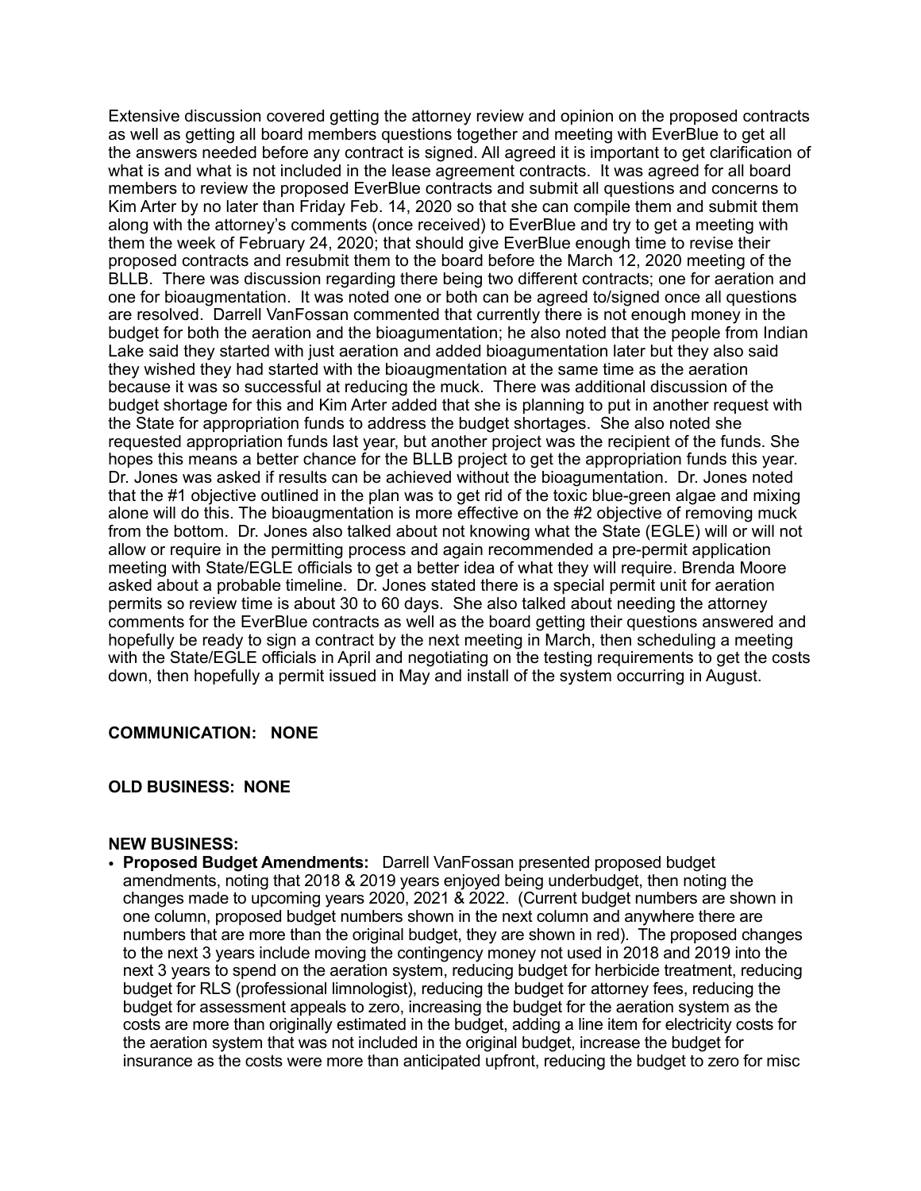Extensive discussion covered getting the attorney review and opinion on the proposed contracts as well as getting all board members questions together and meeting with EverBlue to get all the answers needed before any contract is signed. All agreed it is important to get clarification of what is and what is not included in the lease agreement contracts. It was agreed for all board members to review the proposed EverBlue contracts and submit all questions and concerns to Kim Arter by no later than Friday Feb. 14, 2020 so that she can compile them and submit them along with the attorney's comments (once received) to EverBlue and try to get a meeting with them the week of February 24, 2020; that should give EverBlue enough time to revise their proposed contracts and resubmit them to the board before the March 12, 2020 meeting of the BLLB. There was discussion regarding there being two different contracts; one for aeration and one for bioaugmentation. It was noted one or both can be agreed to/signed once all questions are resolved. Darrell VanFossan commented that currently there is not enough money in the budget for both the aeration and the bioagumentation; he also noted that the people from Indian Lake said they started with just aeration and added bioagumentation later but they also said they wished they had started with the bioaugmentation at the same time as the aeration because it was so successful at reducing the muck. There was additional discussion of the budget shortage for this and Kim Arter added that she is planning to put in another request with the State for appropriation funds to address the budget shortages. She also noted she requested appropriation funds last year, but another project was the recipient of the funds. She hopes this means a better chance for the BLLB project to get the appropriation funds this year. Dr. Jones was asked if results can be achieved without the bioagumentation. Dr. Jones noted that the #1 objective outlined in the plan was to get rid of the toxic blue-green algae and mixing alone will do this. The bioaugmentation is more effective on the #2 objective of removing muck from the bottom. Dr. Jones also talked about not knowing what the State (EGLE) will or will not allow or require in the permitting process and again recommended a pre-permit application meeting with State/EGLE officials to get a better idea of what they will require. Brenda Moore asked about a probable timeline. Dr. Jones stated there is a special permit unit for aeration permits so review time is about 30 to 60 days. She also talked about needing the attorney comments for the EverBlue contracts as well as the board getting their questions answered and hopefully be ready to sign a contract by the next meeting in March, then scheduling a meeting with the State/EGLE officials in April and negotiating on the testing requirements to get the costs down, then hopefully a permit issued in May and install of the system occurring in August.

**COMMUNICATION: NONE**

**OLD BUSINESS: NONE**

**NEW BUSINESS:**

- **Proposed Budget Amendments:** Darrell VanFossan presented proposed budget amendments, noting that 2018 & 2019 years enjoyed being underbudget, then noting the changes made to upcoming years 2020, 2021 & 2022. (Current budget numbers are shown in one column, proposed budget numbers shown in the next column and anywhere there are numbers that are more than the original budget, they are shown in red). The proposed changes to the next 3 years include moving the contingency money not used in 2018 and 2019 into the next 3 years to spend on the aeration system, reducing budget for herbicide treatment, reducing budget for RLS (professional limnologist), reducing the budget for attorney fees, reducing the budget for assessment appeals to zero, increasing the budget for the aeration system as the costs are more than originally estimated in the budget, adding a line item for electricity costs for the aeration system that was not included in the original budget, increase the budget for insurance as the costs were more than anticipated upfront, reducing the budget to zero for misc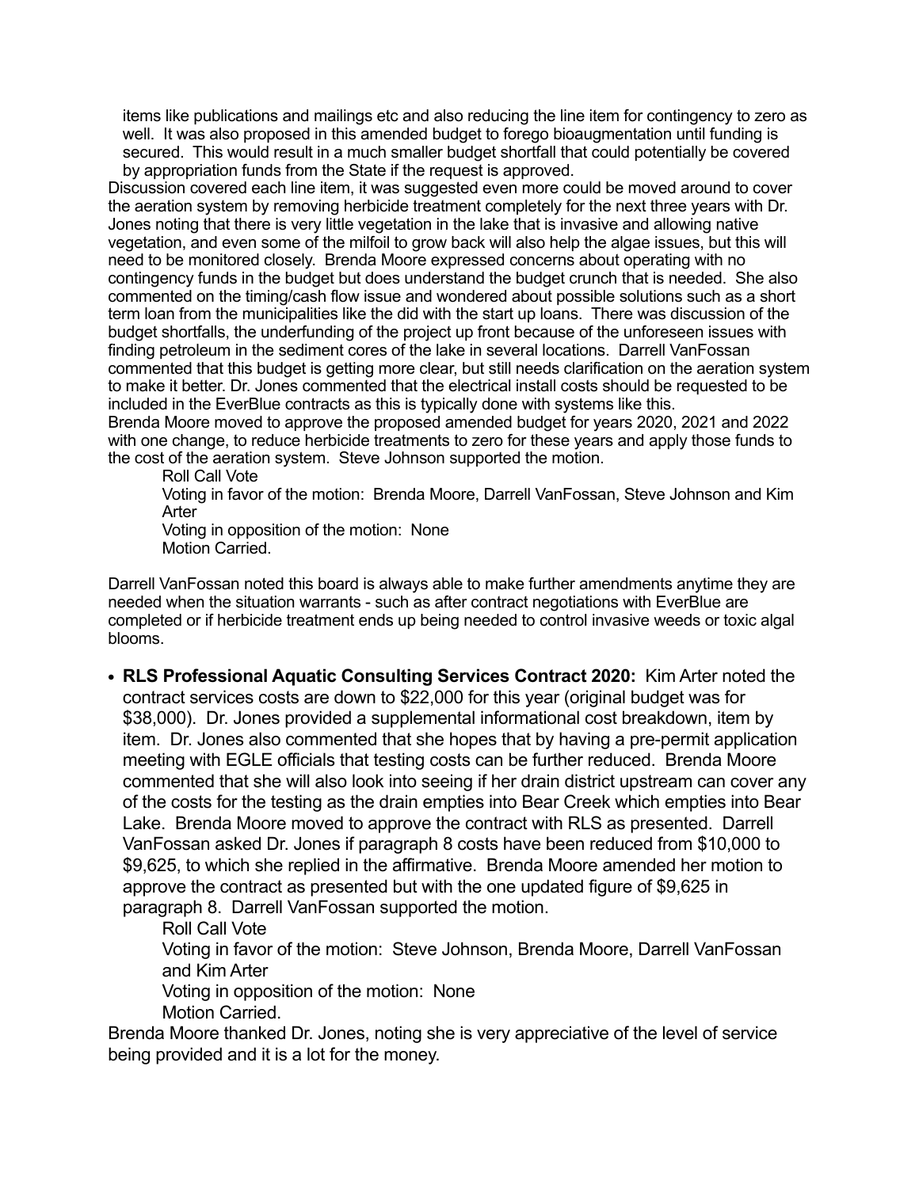items like publications and mailings etc and also reducing the line item for contingency to zero as well. It was also proposed in this amended budget to forego bioaugmentation until funding is secured. This would result in a much smaller budget shortfall that could potentially be covered by appropriation funds from the State if the request is approved.

Discussion covered each line item, it was suggested even more could be moved around to cover the aeration system by removing herbicide treatment completely for the next three years with Dr. Jones noting that there is very little vegetation in the lake that is invasive and allowing native vegetation, and even some of the milfoil to grow back will also help the algae issues, but this will need to be monitored closely. Brenda Moore expressed concerns about operating with no contingency funds in the budget but does understand the budget crunch that is needed. She also commented on the timing/cash flow issue and wondered about possible solutions such as a short term loan from the municipalities like the did with the start up loans. There was discussion of the budget shortfalls, the underfunding of the project up front because of the unforeseen issues with finding petroleum in the sediment cores of the lake in several locations. Darrell VanFossan commented that this budget is getting more clear, but still needs clarification on the aeration system to make it better. Dr. Jones commented that the electrical install costs should be requested to be included in the EverBlue contracts as this is typically done with systems like this.

Brenda Moore moved to approve the proposed amended budget for years 2020, 2021 and 2022 with one change, to reduce herbicide treatments to zero for these years and apply those funds to the cost of the aeration system. Steve Johnson supported the motion.

Roll Call Vote
Voting in favor of the motion: Brenda Moore, Darrell VanFossan, Steve Johnson and Kim Arter
Voting in opposition of the motion: None
Motion Carried.

Darrell VanFossan noted this board is always able to make further amendments anytime they are needed when the situation warrants - such as after contract negotiations with EverBlue are completed or if herbicide treatment ends up being needed to control invasive weeds or toxic algal blooms.

- **RLS Professional Aquatic Consulting Services Contract 2020:** Kim Arter noted the contract services costs are down to $22,000 for this year (original budget was for $38,000). Dr. Jones provided a supplemental informational cost breakdown, item by item. Dr. Jones also commented that she hopes that by having a pre-permit application meeting with EGLE officials that testing costs can be further reduced. Brenda Moore commented that she will also look into seeing if her drain district upstream can cover any of the costs for the testing as the drain empties into Bear Creek which empties into Bear Lake. Brenda Moore moved to approve the contract with RLS as presented. Darrell VanFossan asked Dr. Jones if paragraph 8 costs have been reduced from $10,000 to $9,625, to which she replied in the affirmative. Brenda Moore amended her motion to approve the contract as presented but with the one updated figure of $9,625 in paragraph 8. Darrell VanFossan supported the motion.

Roll Call Vote
Voting in favor of the motion: Steve Johnson, Brenda Moore, Darrell VanFossan and Kim Arter
Voting in opposition of the motion: None
Motion Carried.

Brenda Moore thanked Dr. Jones, noting she is very appreciative of the level of service being provided and it is a lot for the money.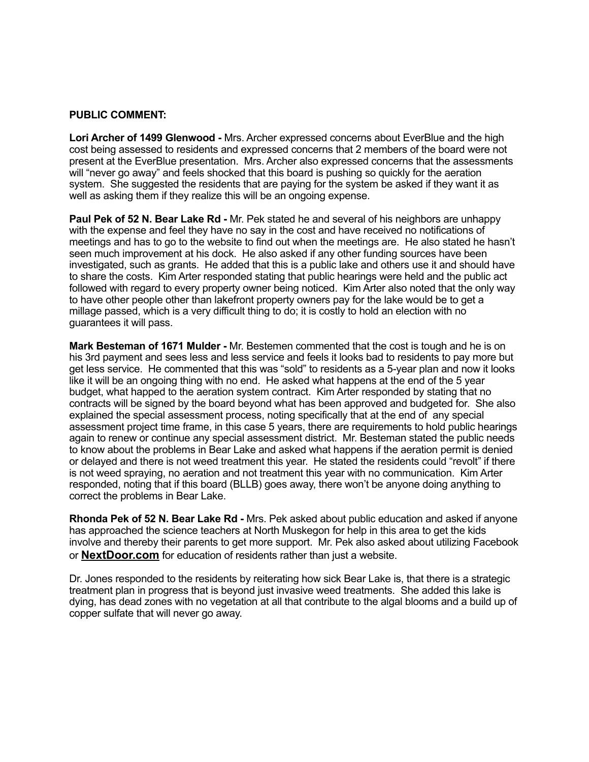**PUBLIC COMMENT:**

**Lori Archer of 1499 Glenwood -** Mrs. Archer expressed concerns about EverBlue and the high cost being assessed to residents and expressed concerns that 2 members of the board were not present at the EverBlue presentation. Mrs. Archer also expressed concerns that the assessments will "never go away" and feels shocked that this board is pushing so quickly for the aeration system. She suggested the residents that are paying for the system be asked if they want it as well as asking them if they realize this will be an ongoing expense.

**Paul Pek of 52 N. Bear Lake Rd -** Mr. Pek stated he and several of his neighbors are unhappy with the expense and feel they have no say in the cost and have received no notifications of meetings and has to go to the website to find out when the meetings are. He also stated he hasn't seen much improvement at his dock. He also asked if any other funding sources have been investigated, such as grants. He added that this is a public lake and others use it and should have to share the costs. Kim Arter responded stating that public hearings were held and the public act followed with regard to every property owner being noticed. Kim Arter also noted that the only way to have other people other than lakefront property owners pay for the lake would be to get a millage passed, which is a very difficult thing to do; it is costly to hold an election with no guarantees it will pass.

**Mark Besteman of 1671 Mulder -** Mr. Bestemen commented that the cost is tough and he is on his 3rd payment and sees less and less service and feels it looks bad to residents to pay more but get less service. He commented that this was "sold" to residents as a 5-year plan and now it looks like it will be an ongoing thing with no end. He asked what happens at the end of the 5 year budget, what happed to the aeration system contract. Kim Arter responded by stating that no contracts will be signed by the board beyond what has been approved and budgeted for. She also explained the special assessment process, noting specifically that at the end of any special assessment project time frame, in this case 5 years, there are requirements to hold public hearings again to renew or continue any special assessment district. Mr. Besteman stated the public needs to know about the problems in Bear Lake and asked what happens if the aeration permit is denied or delayed and there is not weed treatment this year. He stated the residents could "revolt" if there is not weed spraying, no aeration and not treatment this year with no communication. Kim Arter responded, noting that if this board (BLLB) goes away, there won't be anyone doing anything to correct the problems in Bear Lake.

**Rhonda Pek of 52 N. Bear Lake Rd -** Mrs. Pek asked about public education and asked if anyone has approached the science teachers at North Muskegon for help in this area to get the kids involve and thereby their parents to get more support. Mr. Pek also asked about utilizing Facebook or **NextDoor.com** for education of residents rather than just a website.

Dr. Jones responded to the residents by reiterating how sick Bear Lake is, that there is a strategic treatment plan in progress that is beyond just invasive weed treatments. She added this lake is dying, has dead zones with no vegetation at all that contribute to the algal blooms and a build up of copper sulfate that will never go away.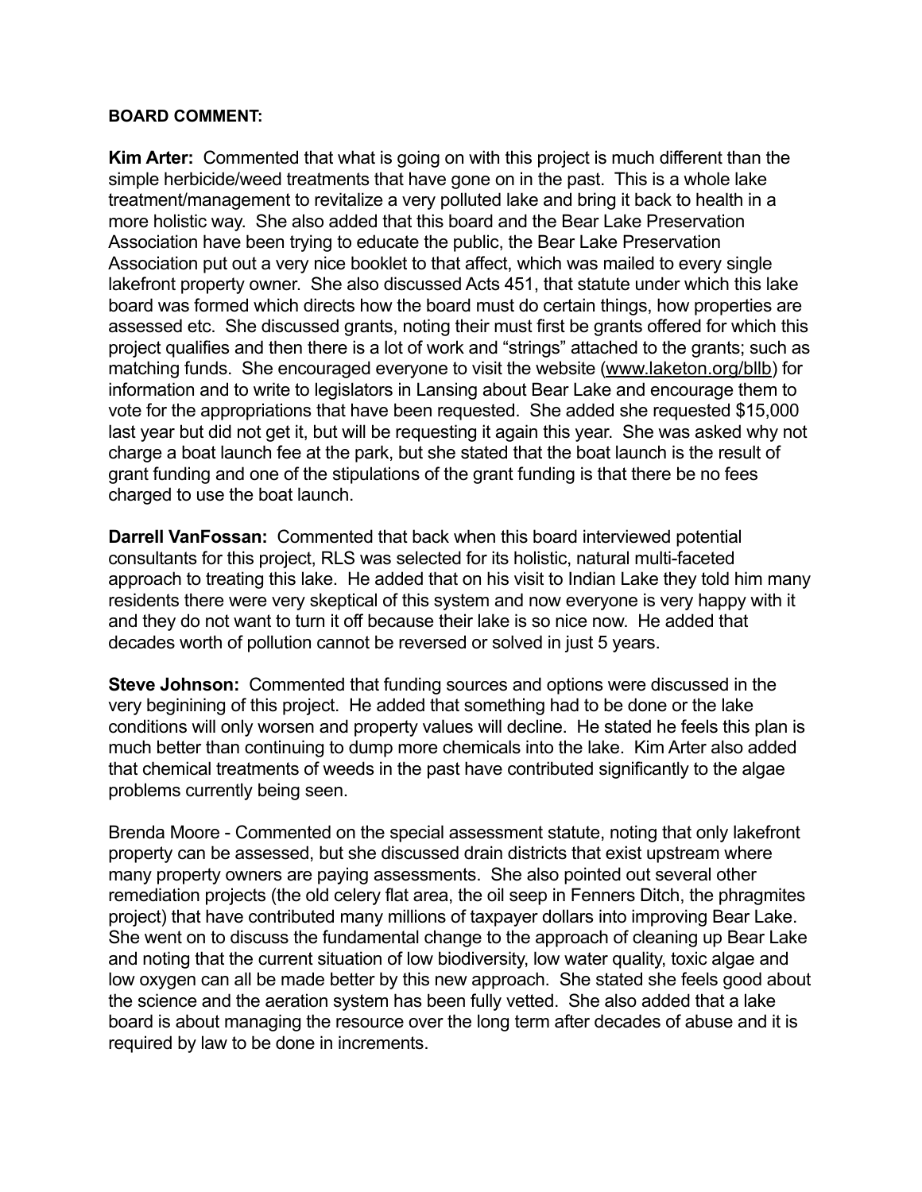**BOARD COMMENT:**

**Kim Arter:** Commented that what is going on with this project is much different than the simple herbicide/weed treatments that have gone on in the past. This is a whole lake treatment/management to revitalize a very polluted lake and bring it back to health in a more holistic way. She also added that this board and the Bear Lake Preservation Association have been trying to educate the public, the Bear Lake Preservation Association put out a very nice booklet to that affect, which was mailed to every single lakefront property owner. She also discussed Acts 451, that statute under which this lake board was formed which directs how the board must do certain things, how properties are assessed etc. She discussed grants, noting their must first be grants offered for which this project qualifies and then there is a lot of work and "strings" attached to the grants; such as matching funds. She encouraged everyone to visit the website (www.laketon.org/bllb) for information and to write to legislators in Lansing about Bear Lake and encourage them to vote for the appropriations that have been requested. She added she requested $15,000 last year but did not get it, but will be requesting it again this year. She was asked why not charge a boat launch fee at the park, but she stated that the boat launch is the result of grant funding and one of the stipulations of the grant funding is that there be no fees charged to use the boat launch.

**Darrell VanFossan:** Commented that back when this board interviewed potential consultants for this project, RLS was selected for its holistic, natural multi-faceted approach to treating this lake. He added that on his visit to Indian Lake they told him many residents there were very skeptical of this system and now everyone is very happy with it and they do not want to turn it off because their lake is so nice now. He added that decades worth of pollution cannot be reversed or solved in just 5 years.

**Steve Johnson:** Commented that funding sources and options were discussed in the very beginining of this project. He added that something had to be done or the lake conditions will only worsen and property values will decline. He stated he feels this plan is much better than continuing to dump more chemicals into the lake. Kim Arter also added that chemical treatments of weeds in the past have contributed significantly to the algae problems currently being seen.

Brenda Moore - Commented on the special assessment statute, noting that only lakefront property can be assessed, but she discussed drain districts that exist upstream where many property owners are paying assessments. She also pointed out several other remediation projects (the old celery flat area, the oil seep in Fenners Ditch, the phragmites project) that have contributed many millions of taxpayer dollars into improving Bear Lake. She went on to discuss the fundamental change to the approach of cleaning up Bear Lake and noting that the current situation of low biodiversity, low water quality, toxic algae and low oxygen can all be made better by this new approach. She stated she feels good about the science and the aeration system has been fully vetted. She also added that a lake board is about managing the resource over the long term after decades of abuse and it is required by law to be done in increments.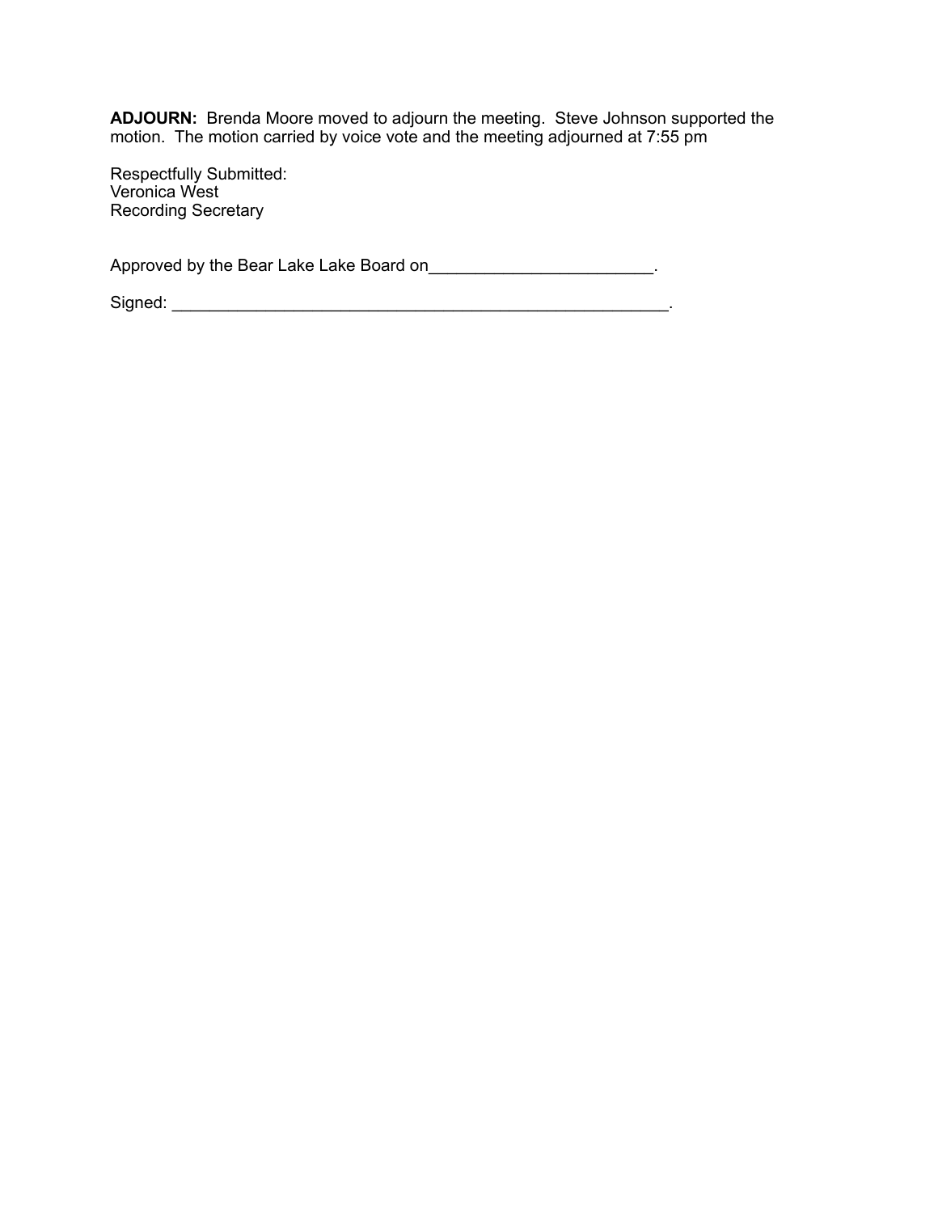**ADJOURN:** Brenda Moore moved to adjourn the meeting. Steve Johnson supported the motion. The motion carried by voice vote and the meeting adjourned at 7:55 pm

Respectfully Submitted:
Veronica West
Recording Secretary

Approved by the Bear Lake Lake Board on________________________.

Signed: _______________________________________________________.